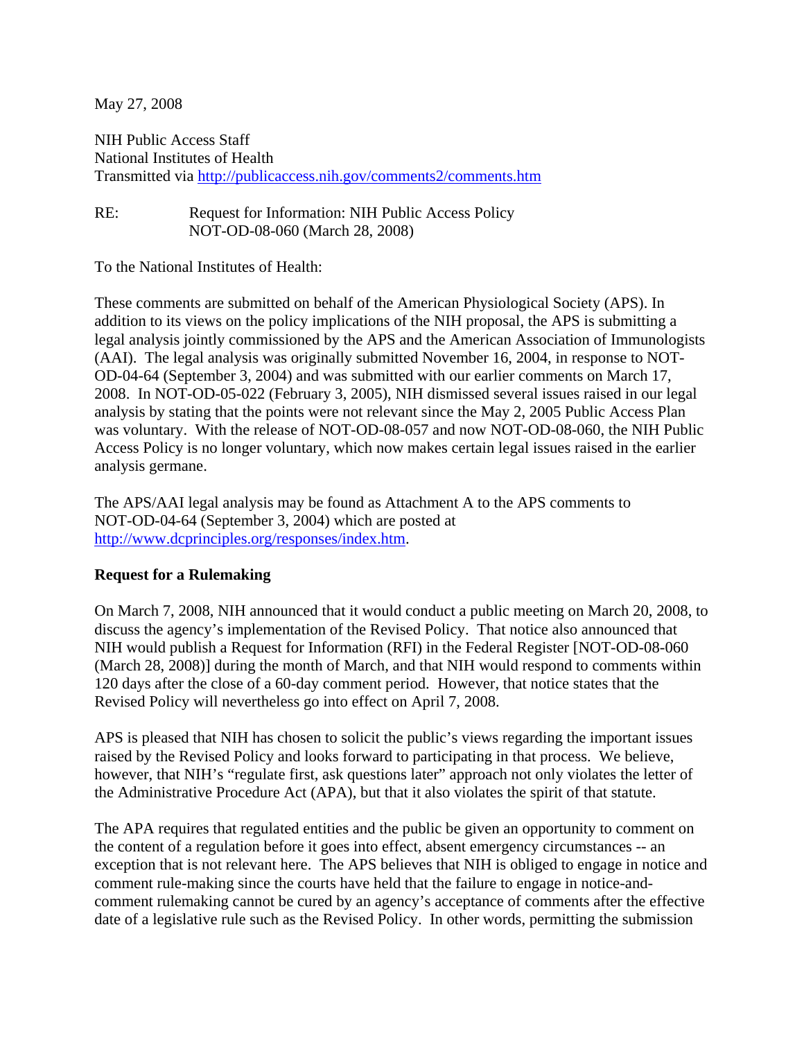May 27, 2008

NIH Public Access Staff
National Institutes of Health
Transmitted via http://publicaccess.nih.gov/comments2/comments.htm

RE: Request for Information: NIH Public Access Policy
NOT-OD-08-060 (March 28, 2008)

To the National Institutes of Health:

These comments are submitted on behalf of the American Physiological Society (APS). In addition to its views on the policy implications of the NIH proposal, the APS is submitting a legal analysis jointly commissioned by the APS and the American Association of Immunologists (AAI). The legal analysis was originally submitted November 16, 2004, in response to NOT-OD-04-64 (September 3, 2004) and was submitted with our earlier comments on March 17, 2008. In NOT-OD-05-022 (February 3, 2005), NIH dismissed several issues raised in our legal analysis by stating that the points were not relevant since the May 2, 2005 Public Access Plan was voluntary. With the release of NOT-OD-08-057 and now NOT-OD-08-060, the NIH Public Access Policy is no longer voluntary, which now makes certain legal issues raised in the earlier analysis germane.

The APS/AAI legal analysis may be found as Attachment A to the APS comments to NOT-OD-04-64 (September 3, 2004) which are posted at http://www.dcprinciples.org/responses/index.htm.

**Request for a Rulemaking**

On March 7, 2008, NIH announced that it would conduct a public meeting on March 20, 2008, to discuss the agency's implementation of the Revised Policy. That notice also announced that NIH would publish a Request for Information (RFI) in the Federal Register [NOT-OD-08-060 (March 28, 2008)] during the month of March, and that NIH would respond to comments within 120 days after the close of a 60-day comment period. However, that notice states that the Revised Policy will nevertheless go into effect on April 7, 2008.

APS is pleased that NIH has chosen to solicit the public's views regarding the important issues raised by the Revised Policy and looks forward to participating in that process. We believe, however, that NIH's "regulate first, ask questions later" approach not only violates the letter of the Administrative Procedure Act (APA), but that it also violates the spirit of that statute.

The APA requires that regulated entities and the public be given an opportunity to comment on the content of a regulation before it goes into effect, absent emergency circumstances -- an exception that is not relevant here. The APS believes that NIH is obliged to engage in notice and comment rule-making since the courts have held that the failure to engage in notice-and-comment rulemaking cannot be cured by an agency's acceptance of comments after the effective date of a legislative rule such as the Revised Policy. In other words, permitting the submission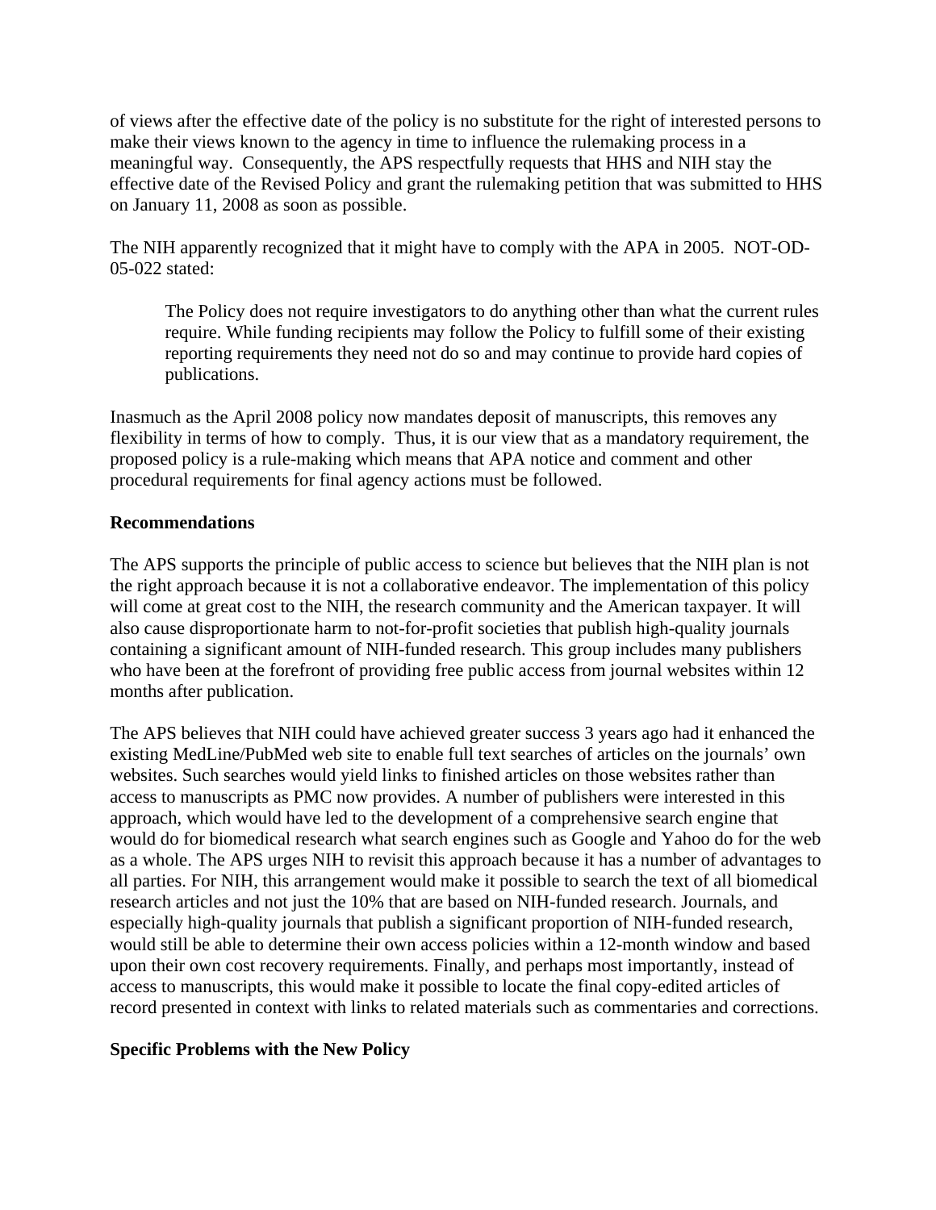of views after the effective date of the policy is no substitute for the right of interested persons to make their views known to the agency in time to influence the rulemaking process in a meaningful way. Consequently, the APS respectfully requests that HHS and NIH stay the effective date of the Revised Policy and grant the rulemaking petition that was submitted to HHS on January 11, 2008 as soon as possible.

The NIH apparently recognized that it might have to comply with the APA in 2005. NOT-OD-05-022 stated:

> The Policy does not require investigators to do anything other than what the current rules require. While funding recipients may follow the Policy to fulfill some of their existing reporting requirements they need not do so and may continue to provide hard copies of publications.

Inasmuch as the April 2008 policy now mandates deposit of manuscripts, this removes any flexibility in terms of how to comply. Thus, it is our view that as a mandatory requirement, the proposed policy is a rule-making which means that APA notice and comment and other procedural requirements for final agency actions must be followed.

**Recommendations**

The APS supports the principle of public access to science but believes that the NIH plan is not the right approach because it is not a collaborative endeavor. The implementation of this policy will come at great cost to the NIH, the research community and the American taxpayer. It will also cause disproportionate harm to not-for-profit societies that publish high-quality journals containing a significant amount of NIH-funded research. This group includes many publishers who have been at the forefront of providing free public access from journal websites within 12 months after publication.

The APS believes that NIH could have achieved greater success 3 years ago had it enhanced the existing MedLine/PubMed web site to enable full text searches of articles on the journals' own websites. Such searches would yield links to finished articles on those websites rather than access to manuscripts as PMC now provides. A number of publishers were interested in this approach, which would have led to the development of a comprehensive search engine that would do for biomedical research what search engines such as Google and Yahoo do for the web as a whole. The APS urges NIH to revisit this approach because it has a number of advantages to all parties. For NIH, this arrangement would make it possible to search the text of all biomedical research articles and not just the 10% that are based on NIH-funded research. Journals, and especially high-quality journals that publish a significant proportion of NIH-funded research, would still be able to determine their own access policies within a 12-month window and based upon their own cost recovery requirements. Finally, and perhaps most importantly, instead of access to manuscripts, this would make it possible to locate the final copy-edited articles of record presented in context with links to related materials such as commentaries and corrections.

**Specific Problems with the New Policy**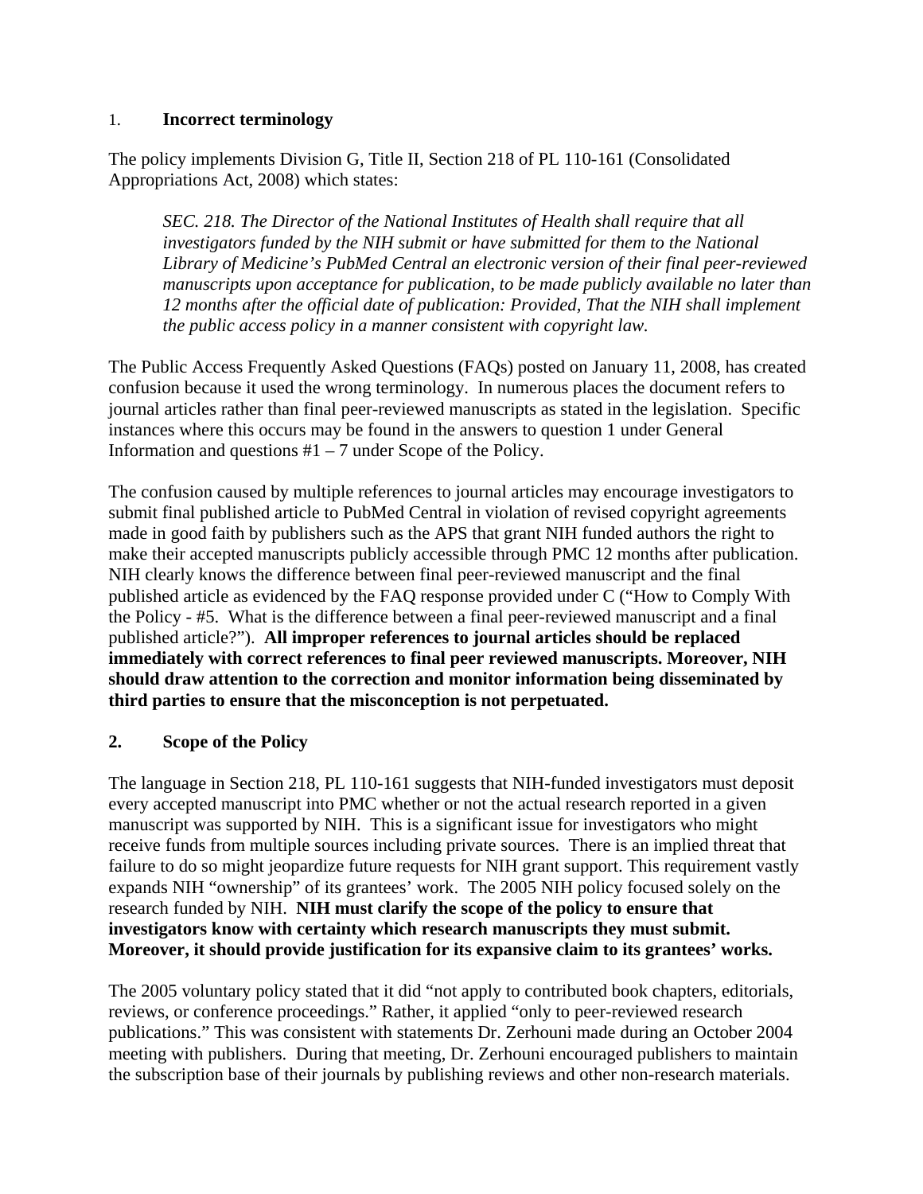1. **Incorrect terminology**

The policy implements Division G, Title II, Section 218 of PL 110-161 (Consolidated Appropriations Act, 2008) which states:

> *SEC. 218. The Director of the National Institutes of Health shall require that all investigators funded by the NIH submit or have submitted for them to the National Library of Medicine's PubMed Central an electronic version of their final peer-reviewed manuscripts upon acceptance for publication, to be made publicly available no later than 12 months after the official date of publication: Provided, That the NIH shall implement the public access policy in a manner consistent with copyright law.*

The Public Access Frequently Asked Questions (FAQs) posted on January 11, 2008, has created confusion because it used the wrong terminology. In numerous places the document refers to journal articles rather than final peer-reviewed manuscripts as stated in the legislation. Specific instances where this occurs may be found in the answers to question 1 under General Information and questions #1 – 7 under Scope of the Policy.

The confusion caused by multiple references to journal articles may encourage investigators to submit final published article to PubMed Central in violation of revised copyright agreements made in good faith by publishers such as the APS that grant NIH funded authors the right to make their accepted manuscripts publicly accessible through PMC 12 months after publication. NIH clearly knows the difference between final peer-reviewed manuscript and the final published article as evidenced by the FAQ response provided under C ("How to Comply With the Policy - #5. What is the difference between a final peer-reviewed manuscript and a final published article?"). **All improper references to journal articles should be replaced immediately with correct references to final peer reviewed manuscripts. Moreover, NIH should draw attention to the correction and monitor information being disseminated by third parties to ensure that the misconception is not perpetuated.**

2. **Scope of the Policy**

The language in Section 218, PL 110-161 suggests that NIH-funded investigators must deposit every accepted manuscript into PMC whether or not the actual research reported in a given manuscript was supported by NIH. This is a significant issue for investigators who might receive funds from multiple sources including private sources. There is an implied threat that failure to do so might jeopardize future requests for NIH grant support. This requirement vastly expands NIH "ownership" of its grantees' work. The 2005 NIH policy focused solely on the research funded by NIH. **NIH must clarify the scope of the policy to ensure that investigators know with certainty which research manuscripts they must submit. Moreover, it should provide justification for its expansive claim to its grantees' works.**

The 2005 voluntary policy stated that it did "not apply to contributed book chapters, editorials, reviews, or conference proceedings." Rather, it applied "only to peer-reviewed research publications." This was consistent with statements Dr. Zerhouni made during an October 2004 meeting with publishers. During that meeting, Dr. Zerhouni encouraged publishers to maintain the subscription base of their journals by publishing reviews and other non-research materials.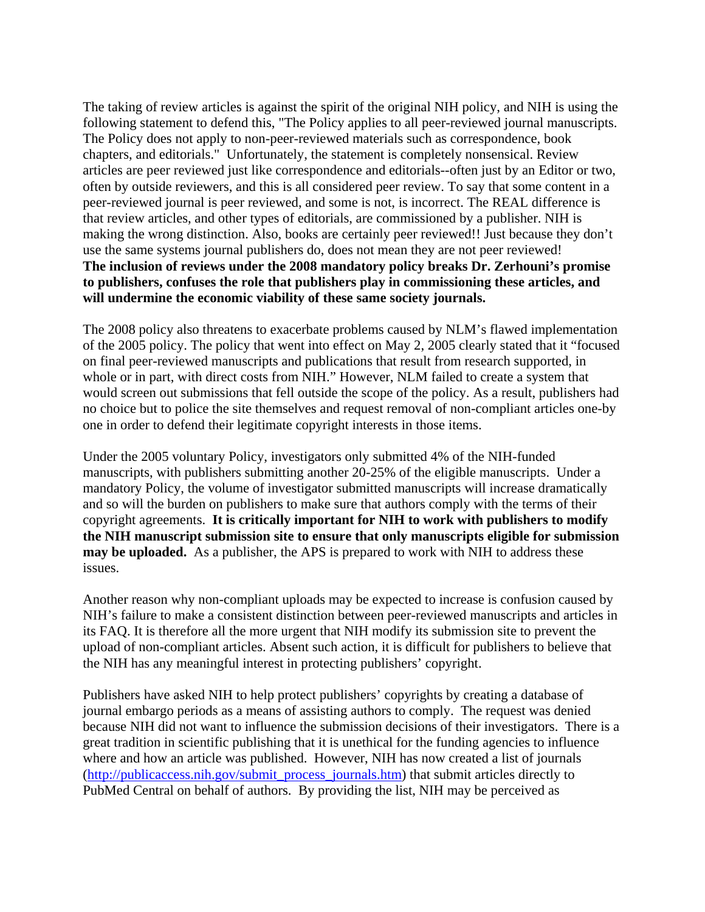The taking of review articles is against the spirit of the original NIH policy, and NIH is using the following statement to defend this, "The Policy applies to all peer-reviewed journal manuscripts. The Policy does not apply to non-peer-reviewed materials such as correspondence, book chapters, and editorials." Unfortunately, the statement is completely nonsensical. Review articles are peer reviewed just like correspondence and editorials--often just by an Editor or two, often by outside reviewers, and this is all considered peer review. To say that some content in a peer-reviewed journal is peer reviewed, and some is not, is incorrect. The REAL difference is that review articles, and other types of editorials, are commissioned by a publisher. NIH is making the wrong distinction. Also, books are certainly peer reviewed!! Just because they don't use the same systems journal publishers do, does not mean they are not peer reviewed! **The inclusion of reviews under the 2008 mandatory policy breaks Dr. Zerhouni's promise to publishers, confuses the role that publishers play in commissioning these articles, and will undermine the economic viability of these same society journals.**

The 2008 policy also threatens to exacerbate problems caused by NLM's flawed implementation of the 2005 policy. The policy that went into effect on May 2, 2005 clearly stated that it "focused on final peer-reviewed manuscripts and publications that result from research supported, in whole or in part, with direct costs from NIH." However, NLM failed to create a system that would screen out submissions that fell outside the scope of the policy. As a result, publishers had no choice but to police the site themselves and request removal of non-compliant articles one-by one in order to defend their legitimate copyright interests in those items.

Under the 2005 voluntary Policy, investigators only submitted 4% of the NIH-funded manuscripts, with publishers submitting another 20-25% of the eligible manuscripts. Under a mandatory Policy, the volume of investigator submitted manuscripts will increase dramatically and so will the burden on publishers to make sure that authors comply with the terms of their copyright agreements. **It is critically important for NIH to work with publishers to modify the NIH manuscript submission site to ensure that only manuscripts eligible for submission may be uploaded.** As a publisher, the APS is prepared to work with NIH to address these issues.

Another reason why non-compliant uploads may be expected to increase is confusion caused by NIH's failure to make a consistent distinction between peer-reviewed manuscripts and articles in its FAQ. It is therefore all the more urgent that NIH modify its submission site to prevent the upload of non-compliant articles. Absent such action, it is difficult for publishers to believe that the NIH has any meaningful interest in protecting publishers' copyright.

Publishers have asked NIH to help protect publishers' copyrights by creating a database of journal embargo periods as a means of assisting authors to comply. The request was denied because NIH did not want to influence the submission decisions of their investigators. There is a great tradition in scientific publishing that it is unethical for the funding agencies to influence where and how an article was published. However, NIH has now created a list of journals (http://publicaccess.nih.gov/submit_process_journals.htm) that submit articles directly to PubMed Central on behalf of authors. By providing the list, NIH may be perceived as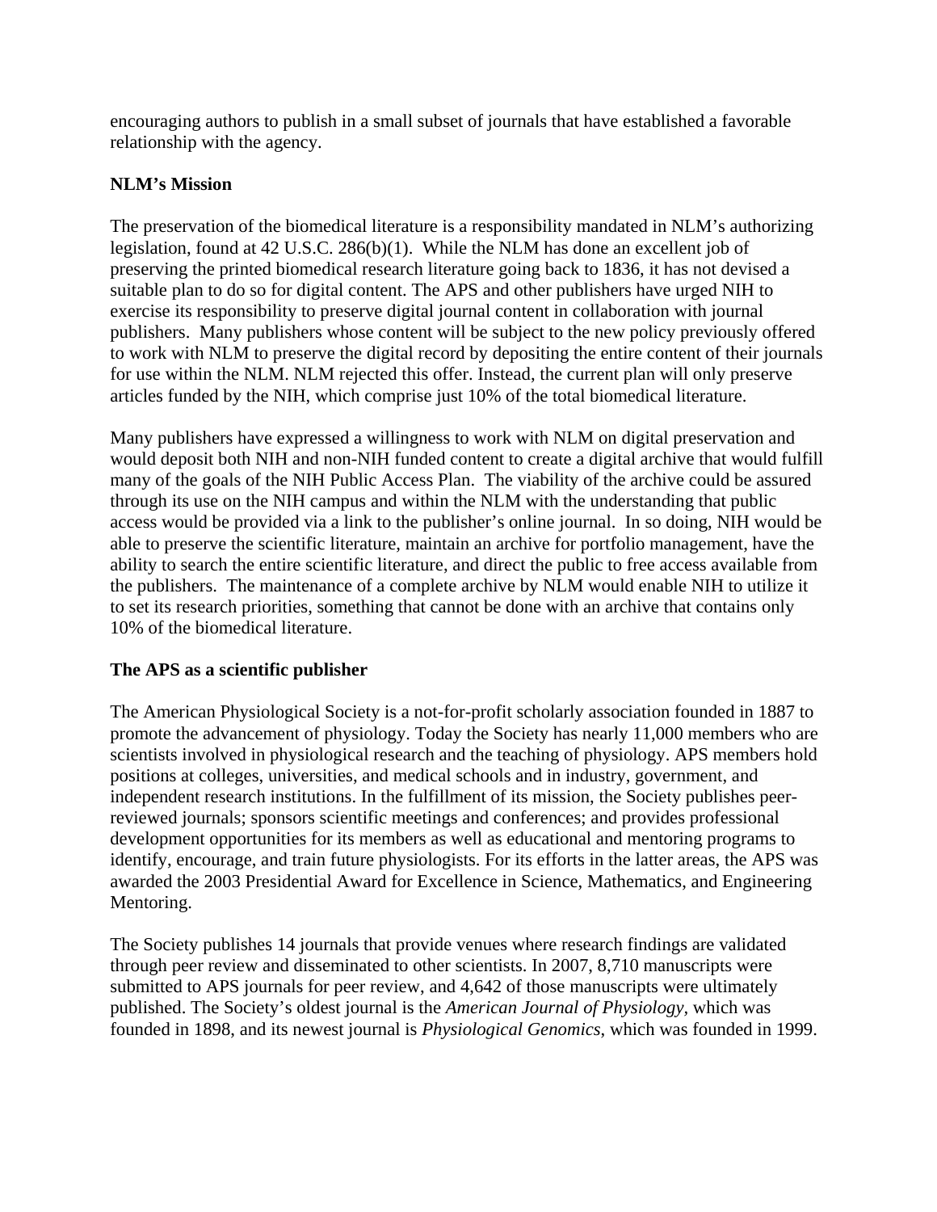encouraging authors to publish in a small subset of journals that have established a favorable relationship with the agency.

**NLM's Mission**

The preservation of the biomedical literature is a responsibility mandated in NLM's authorizing legislation, found at 42 U.S.C. 286(b)(1). While the NLM has done an excellent job of preserving the printed biomedical research literature going back to 1836, it has not devised a suitable plan to do so for digital content. The APS and other publishers have urged NIH to exercise its responsibility to preserve digital journal content in collaboration with journal publishers. Many publishers whose content will be subject to the new policy previously offered to work with NLM to preserve the digital record by depositing the entire content of their journals for use within the NLM. NLM rejected this offer. Instead, the current plan will only preserve articles funded by the NIH, which comprise just 10% of the total biomedical literature.

Many publishers have expressed a willingness to work with NLM on digital preservation and would deposit both NIH and non-NIH funded content to create a digital archive that would fulfill many of the goals of the NIH Public Access Plan. The viability of the archive could be assured through its use on the NIH campus and within the NLM with the understanding that public access would be provided via a link to the publisher's online journal. In so doing, NIH would be able to preserve the scientific literature, maintain an archive for portfolio management, have the ability to search the entire scientific literature, and direct the public to free access available from the publishers. The maintenance of a complete archive by NLM would enable NIH to utilize it to set its research priorities, something that cannot be done with an archive that contains only 10% of the biomedical literature.

**The APS as a scientific publisher**

The American Physiological Society is a not-for-profit scholarly association founded in 1887 to promote the advancement of physiology. Today the Society has nearly 11,000 members who are scientists involved in physiological research and the teaching of physiology. APS members hold positions at colleges, universities, and medical schools and in industry, government, and independent research institutions. In the fulfillment of its mission, the Society publishes peer-reviewed journals; sponsors scientific meetings and conferences; and provides professional development opportunities for its members as well as educational and mentoring programs to identify, encourage, and train future physiologists. For its efforts in the latter areas, the APS was awarded the 2003 Presidential Award for Excellence in Science, Mathematics, and Engineering Mentoring.

The Society publishes 14 journals that provide venues where research findings are validated through peer review and disseminated to other scientists. In 2007, 8,710 manuscripts were submitted to APS journals for peer review, and 4,642 of those manuscripts were ultimately published. The Society's oldest journal is the *American Journal of Physiology,* which was founded in 1898, and its newest journal is *Physiological Genomics*, which was founded in 1999.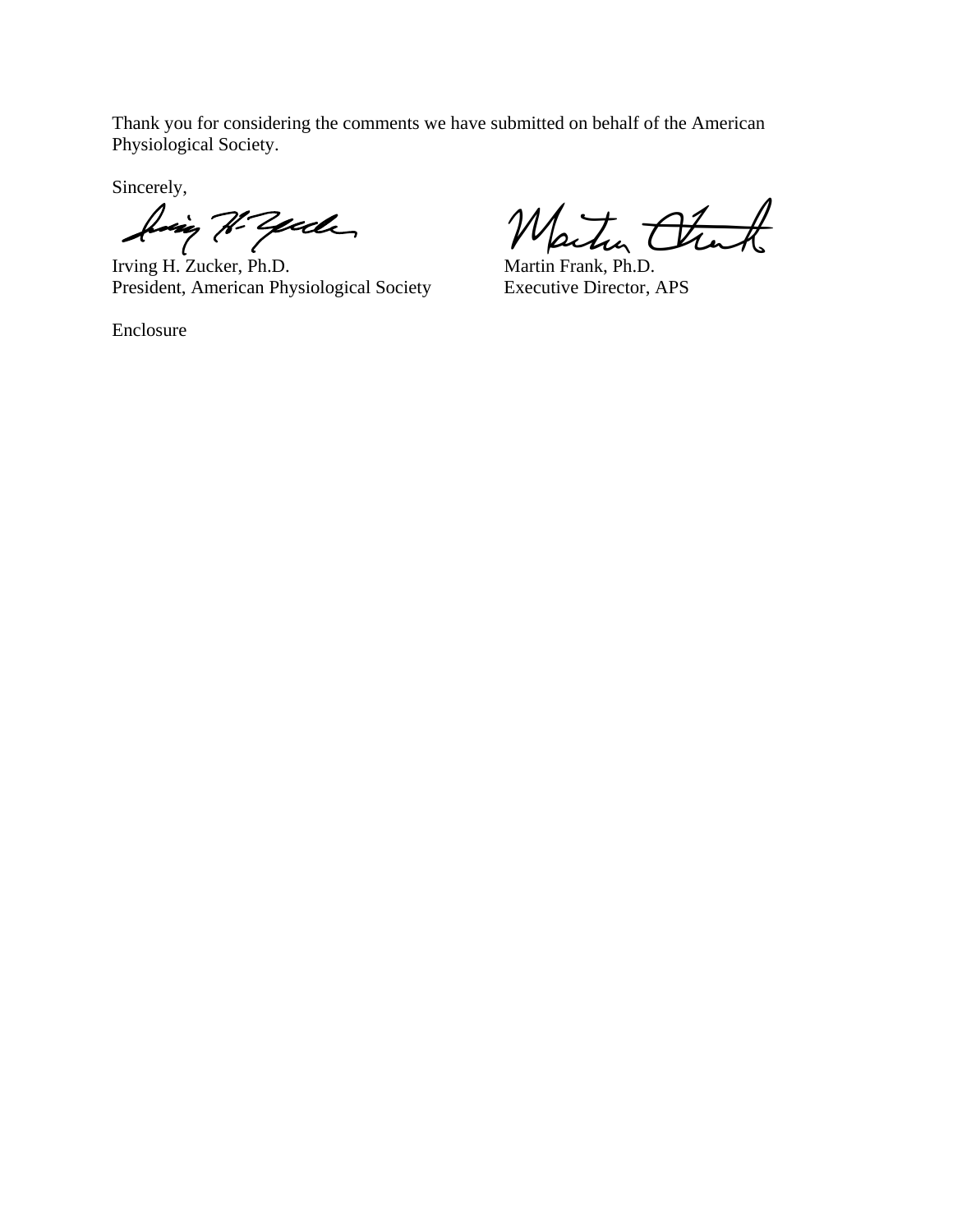Thank you for considering the comments we have submitted on behalf of the American Physiological Society.

Sincerely,

Irving H. Zucker, Ph.D.
President, American Physiological Society

Martin Frank, Ph.D.
Executive Director, APS

Enclosure